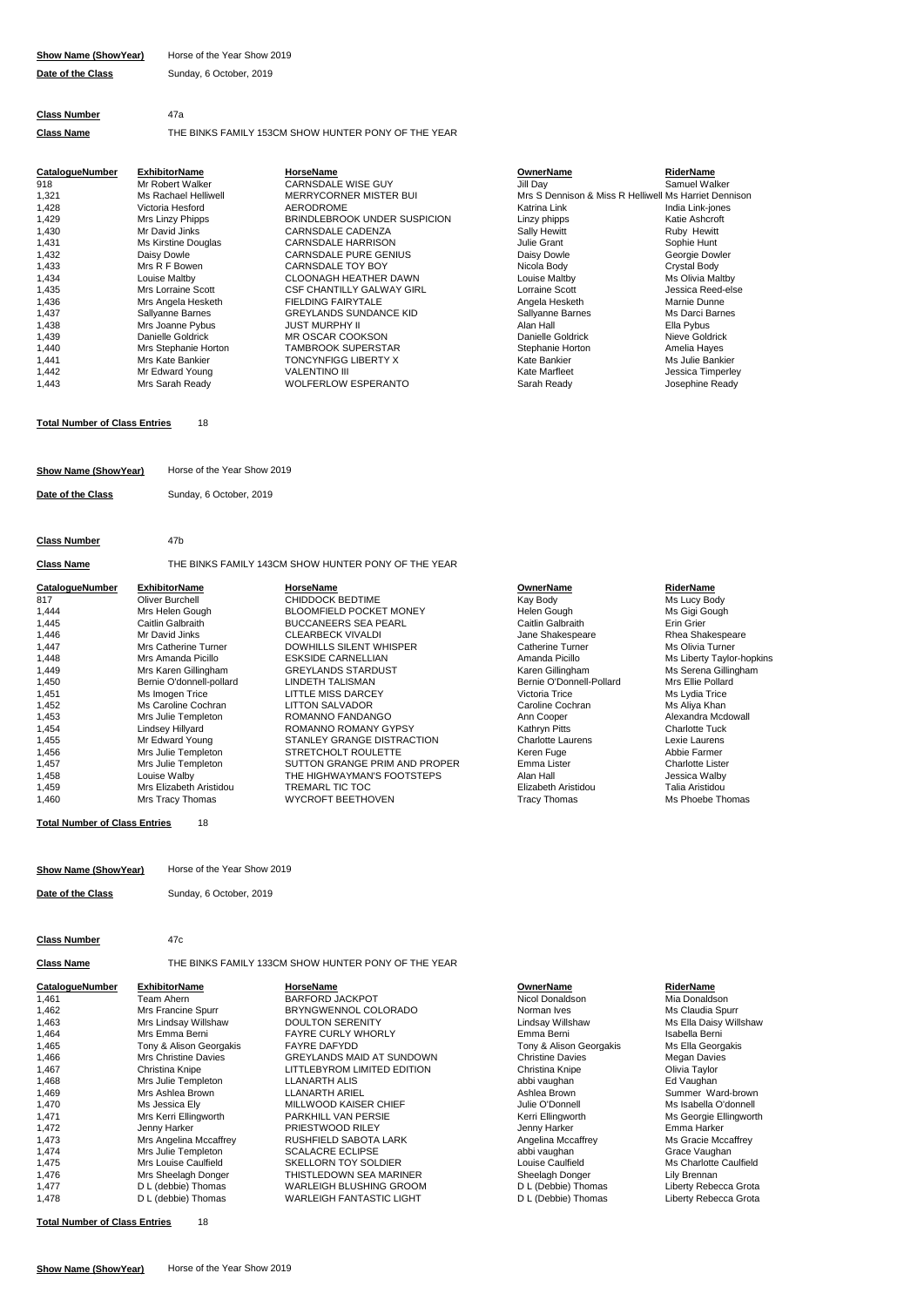**Show Name (ShowYear)** Horse of the Year Show 2019

**Date of the Class** Sunday, 6 October, 2019

**Class Number** 47a

**Class Name** THE BINKS FAMILY 153CM SHOW HUNTER PONY OF THE YEAR

| CatalogueNumber | ExhibitorName | HorseName | OwnerName | RiderName |
|---|---|---|---|---|
| 918 | Mr Robert Walker | CARNSDALE WISE GUY | Jill Day | Samuel Walker |
| 1,321 | Ms Rachael Helliwell | MERRYCORNER MISTER BUI | Mrs S Dennison & Miss R Helliwell | Ms Harriet Dennison |
| 1,428 | Victoria Hesford | AERODROME | Katrina Link | India Link-jones |
| 1,429 | Mrs Linzy Phipps | BRINDLEBROOK UNDER SUSPICION | Linzy phipps | Katie Ashcroft |
| 1,430 | Mr David Jinks | CARNSDALE CADENZA | Sally Hewitt | Ruby Hewitt |
| 1,431 | Ms Kirstine Douglas | CARNSDALE HARRISON | Julie Grant | Sophie Hunt |
| 1,432 | Daisy Dowle | CARNSDALE PURE GENIUS | Daisy Dowle | Georgie Dowler |
| 1,433 | Mrs R F Bowen | CARNSDALE TOY BOY | Nicola Body | Crystal Body |
| 1,434 | Louise Maltby | CLOONAGH HEATHER DAWN | Louise Maltby | Ms Olivia Maltby |
| 1,435 | Mrs Lorraine Scott | CSF CHANTILLY GALWAY GIRL | Lorraine Scott | Jessica Reed-else |
| 1,436 | Mrs Angela Hesketh | FIELDING FAIRYTALE | Angela Hesketh | Marnie Dunne |
| 1,437 | Sallyanne Barnes | GREYLANDS SUNDANCE KID | Sallyanne Barnes | Ms Darci Barnes |
| 1,438 | Mrs Joanne Pybus | JUST MURPHY II | Alan Hall | Ella Pybus |
| 1,439 | Danielle Goldrick | MR OSCAR COOKSON | Danielle Goldrick | Nieve Goldrick |
| 1,440 | Mrs Stephanie Horton | TAMBROOK SUPERSTAR | Stephanie Horton | Amelia Hayes |
| 1,441 | Mrs Kate Bankier | TONCYNFIGG LIBERTY X | Kate Bankier | Ms Julie Bankier |
| 1,442 | Mr Edward Young | VALENTINO III | Kate Marfleet | Jessica Timperley |
| 1,443 | Mrs Sarah Ready | WOLFERLOW ESPERANTO | Sarah Ready | Josephine Ready |

**Total Number of Class Entries** 18

**Show Name (ShowYear)** Horse of the Year Show 2019

**Date of the Class** Sunday, 6 October, 2019

**Class Number** 47b

**Class Name** THE BINKS FAMILY 143CM SHOW HUNTER PONY OF THE YEAR

| CatalogueNumber | ExhibitorName | HorseName | OwnerName | RiderName |
|---|---|---|---|---|
| 817 | Oliver Burchell | CHIDDOCK BEDTIME | Kay Body | Ms Lucy Body |
| 1,444 | Mrs Helen Gough | BLOOMFIELD POCKET MONEY | Helen Gough | Ms Gigi Gough |
| 1,445 | Caitlin Galbraith | BUCCANEERS SEA PEARL | Caitlin Galbraith | Erin Grier |
| 1,446 | Mr David Jinks | CLEARBECK VIVALDI | Jane Shakespeare | Rhea Shakespeare |
| 1,447 | Mrs Catherine Turner | DOWHILLS SILENT WHISPER | Catherine Turner | Ms Olivia Turner |
| 1,448 | Mrs Amanda Picillo | ESKSIDE CARNELLIAN | Amanda Picillo | Ms Liberty Taylor-hopkins |
| 1,449 | Mrs Karen Gillingham | GREYLANDS STARDUST | Karen Gillingham | Ms Serena Gillingham |
| 1,450 | Bernie O'donnell-pollard | LINDETH TALISMAN | Bernie O'Donnell-Pollard | Mrs Ellie Pollard |
| 1,451 | Ms Imogen Trice | LITTLE MISS DARCEY | Victoria Trice | Ms Lydia Trice |
| 1,452 | Ms Caroline Cochran | LITTON SALVADOR | Caroline Cochran | Ms Aliya Khan |
| 1,453 | Mrs Julie Templeton | ROMANNO FANDANGO | Ann Cooper | Alexandra Mcdowall |
| 1,454 | Lindsey Hillyard | ROMANNO ROMANY GYPSY | Kathryn Pitts | Charlotte Tuck |
| 1,455 | Mr Edward Young | STANLEY GRANGE DISTRACTION | Charlotte Laurens | Lexie Laurens |
| 1,456 | Mrs Julie Templeton | STRETCHOLT ROULETTE | Keren Fuge | Abbie Farmer |
| 1,457 | Mrs Julie Templeton | SUTTON GRANGE PRIM AND PROPER | Emma Lister | Charlotte Lister |
| 1,458 | Louise Walby | THE HIGHWAYMAN'S FOOTSTEPS | Alan Hall | Jessica Walby |
| 1,459 | Mrs Elizabeth Aristidou | TREMARL TIC TOC | Elizabeth Aristidou | Talia Aristidou |
| 1,460 | Mrs Tracy Thomas | WYCROFT BEETHOVEN | Tracy Thomas | Ms Phoebe Thomas |

**Total Number of Class Entries** 18

**Show Name (ShowYear)** Horse of the Year Show 2019

**Date of the Class** Sunday, 6 October, 2019

**Class Number** 47c

**Class Name** THE BINKS FAMILY 133CM SHOW HUNTER PONY OF THE YEAR

| CatalogueNumber | ExhibitorName | HorseName | OwnerName | RiderName |
|---|---|---|---|---|
| 1,461 | Team Ahern | BARFORD JACKPOT | Nicol Donaldson | Mia Donaldson |
| 1,462 | Mrs Francine Spurr | BRYNGWENNOL COLORADO | Norman Ives | Ms Claudia Spurr |
| 1,463 | Mrs Lindsay Willshaw | DOULTON SERENITY | Lindsay Willshaw | Ms Ella Daisy Willshaw |
| 1,464 | Mrs Emma Berni | FAYRE CURLY WHORLY | Emma Berni | Isabella Berni |
| 1,465 | Tony & Alison Georgakis | FAYRE DAFYDD | Tony & Alison Georgakis | Ms Ella Georgakis |
| 1,466 | Mrs Christine Davies | GREYLANDS MAID AT SUNDOWN | Christine Davies | Megan Davies |
| 1,467 | Christina Knipe | LITTLEBYROM LIMITED EDITION | Christina Knipe | Olivia Taylor |
| 1,468 | Mrs Julie Templeton | LLANARTH ALIS | abbi vaughan | Ed Vaughan |
| 1,469 | Mrs Ashlea Brown | LLANARTH ARIEL | Ashlea Brown | Summer Ward-brown |
| 1,470 | Ms Jessica Ely | MILLWOOD KAISER CHIEF | Julie O'Donnell | Ms Isabella O'donnell |
| 1,471 | Mrs Kerri Ellingworth | PARKHILL VAN PERSIE | Kerri Ellingworth | Ms Georgie Ellingworth |
| 1,472 | Jenny Harker | PRIESTWOOD RILEY | Jenny Harker | Emma Harker |
| 1,473 | Mrs Angelina Mccaffrey | RUSHFIELD SABOTA LARK | Angelina Mccaffrey | Ms Gracie Mccaffrey |
| 1,474 | Mrs Julie Templeton | SCALACRE ECLIPSE | abbi vaughan | Grace Vaughan |
| 1,475 | Mrs Louise Caulfield | SKELLORN TOY SOLDIER | Louise Caulfield | Ms Charlotte Caulfield |
| 1,476 | Mrs Sheelagh Donger | THISTLEDOWN SEA MARINER | Sheelagh Donger | Lily Brennan |
| 1,477 | D L (debbie) Thomas | WARLEIGH BLUSHING GROOM | D L (Debbie) Thomas | Liberty Rebecca Grota |
| 1,478 | D L (debbie) Thomas | WARLEIGH FANTASTIC LIGHT | D L (Debbie) Thomas | Liberty Rebecca Grota |

**Total Number of Class Entries** 18

**Show Name (ShowYear)** Horse of the Year Show 2019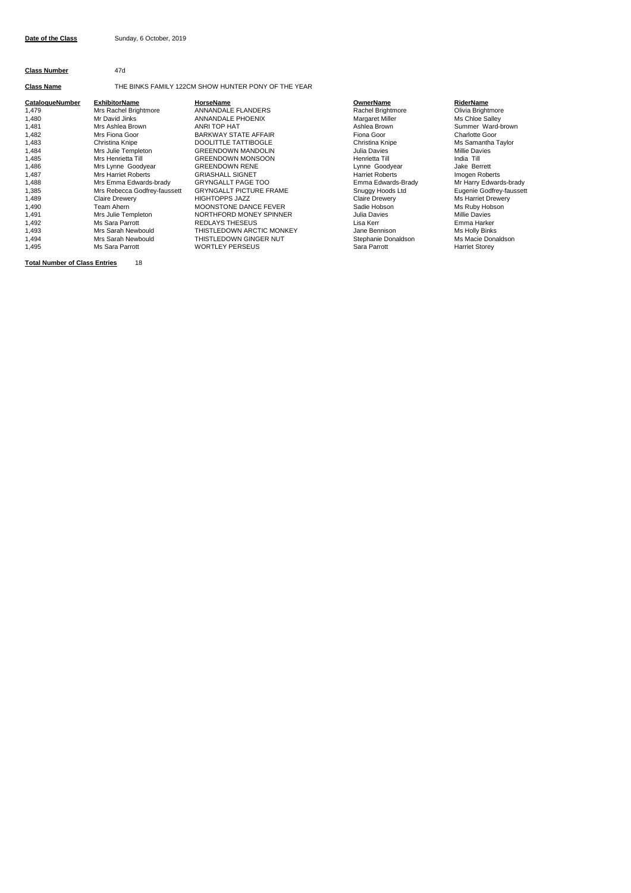**Date of the Class** Sunday, 6 October, 2019

**Class Number** 47d

**Class Name** THE BINKS FAMILY 122CM SHOW HUNTER PONY OF THE YEAR

| CatalogueNumber | ExhibitorName | HorseName | OwnerName | RiderName |
|---|---|---|---|---|
| 1,479 | Mrs Rachel Brightmore | ANNANDALE FLANDERS | Rachel Brightmore | Olivia Brightmore |
| 1,480 | Mr David Jinks | ANNANDALE PHOENIX | Margaret Miller | Ms Chloe Salley |
| 1,481 | Mrs Ashlea Brown | ANRI TOP HAT | Ashlea Brown | Summer Ward-brown |
| 1,482 | Mrs Fiona Goor | BARKWAY STATE AFFAIR | Fiona Goor | Charlotte Goor |
| 1,483 | Christina Knipe | DOOLITTLE TATTIBOGLE | Christina Knipe | Ms Samantha Taylor |
| 1,484 | Mrs Julie Templeton | GREENDOWN MANDOLIN | Julia Davies | Millie Davies |
| 1,485 | Mrs Henrietta Till | GREENDOWN MONSOON | Henrietta Till | India Till |
| 1,486 | Mrs Lynne Goodyear | GREENDOWN RENE | Lynne Goodyear | Jake Berrett |
| 1,487 | Mrs Harriet Roberts | GRIASHALL SIGNET | Harriet Roberts | Imogen Roberts |
| 1,488 | Mrs Emma Edwards-brady | GRYNGALLT PAGE TOO | Emma Edwards-Brady | Mr Harry Edwards-brady |
| 1,385 | Mrs Rebecca Godfrey-faussett | GRYNGALLT PICTURE FRAME | Snuggy Hoods Ltd | Eugenie Godfrey-faussett |
| 1,489 | Claire Drewery | HIGHTOPPS JAZZ | Claire Drewery | Ms Harriet Drewery |
| 1,490 | Team Ahern | MOONSTONE DANCE FEVER | Sadie Hobson | Ms Ruby Hobson |
| 1,491 | Mrs Julie Templeton | NORTHFORD MONEY SPINNER | Julia Davies | Millie Davies |
| 1,492 | Ms Sara Parrott | REDLAYS THESEUS | Lisa Kerr | Emma Harker |
| 1,493 | Mrs Sarah Newbould | THISTLEDOWN ARCTIC MONKEY | Jane Bennison | Ms Holly Binks |
| 1,494 | Mrs Sarah Newbould | THISTLEDOWN GINGER NUT | Stephanie Donaldson | Ms Macie Donaldson |
| 1,495 | Ms Sara Parrott | WORTLEY PERSEUS | Sara Parrott | Harriet Storey |

**Total Number of Class Entries** 18